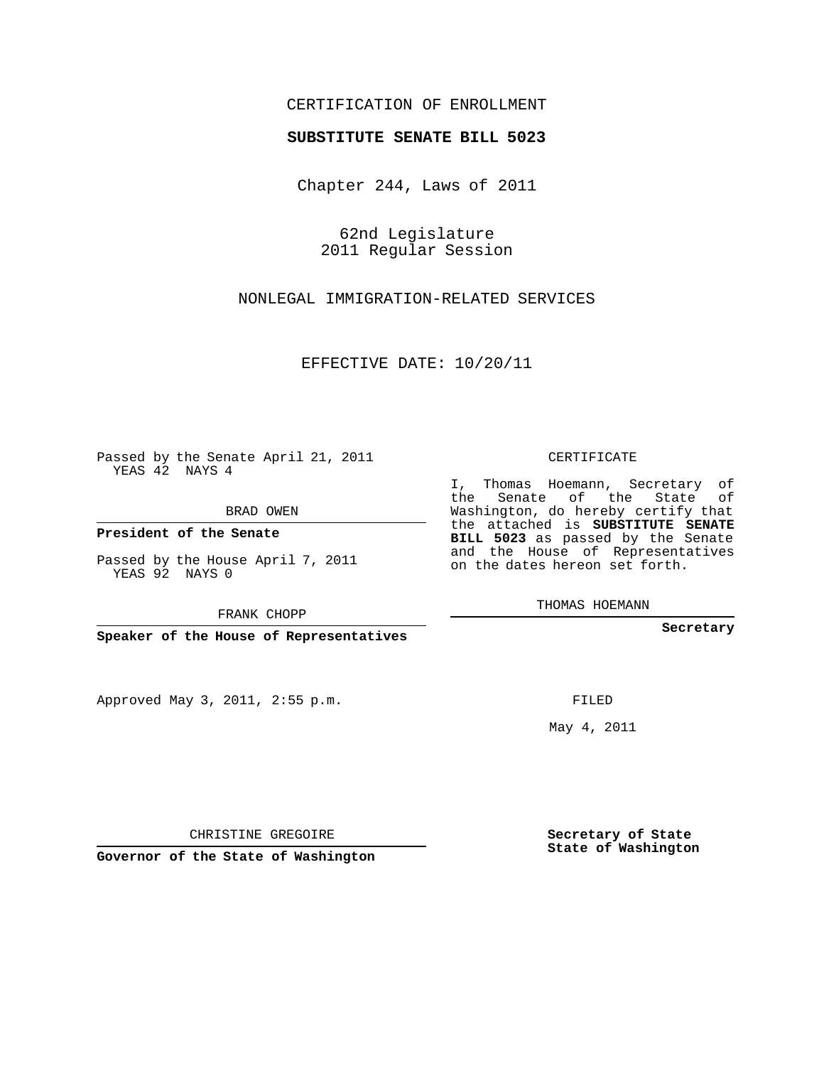CERTIFICATION OF ENROLLMENT

**SUBSTITUTE SENATE BILL 5023**

Chapter 244, Laws of 2011

62nd Legislature
2011 Regular Session

NONLEGAL IMMIGRATION-RELATED SERVICES

EFFECTIVE DATE: 10/20/11

Passed by the Senate April 21, 2011
YEAS 42 NAYS 4

BRAD OWEN

**President of the Senate**

Passed by the House April 7, 2011
YEAS 92 NAYS 0

FRANK CHOPP

**Speaker of the House of Representatives**

Approved May 3, 2011, 2:55 p.m.

CHRISTINE GREGOIRE

**Governor of the State of Washington**

CERTIFICATE

I, Thomas Hoemann, Secretary of the Senate of the State of Washington, do hereby certify that the attached is **SUBSTITUTE SENATE BILL 5023** as passed by the Senate and the House of Representatives on the dates hereon set forth.

THOMAS HOEMANN

**Secretary**

FILED

May 4, 2011

**Secretary of State
State of Washington**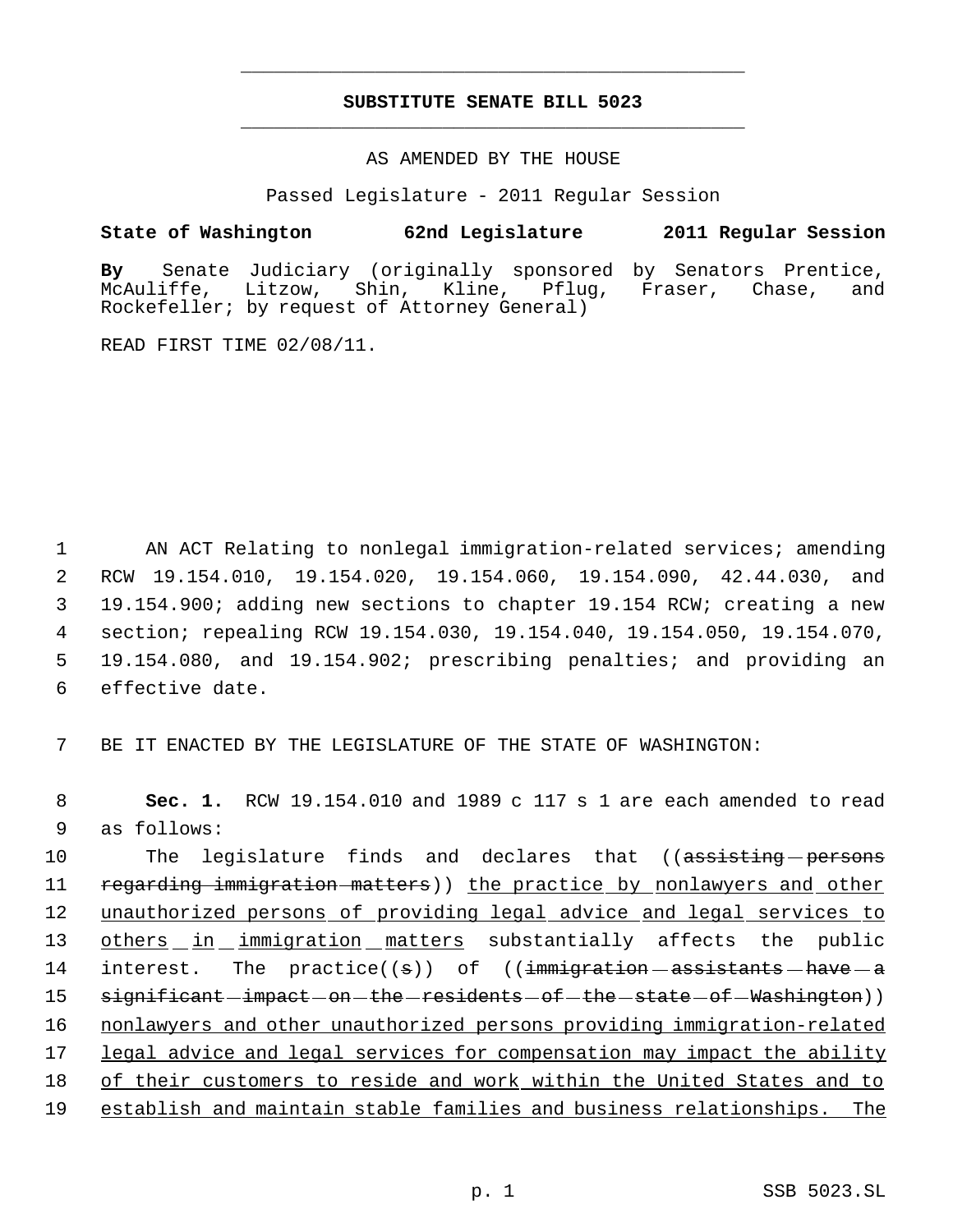# SUBSTITUTE SENATE BILL 5023

AS AMENDED BY THE HOUSE

Passed Legislature - 2011 Regular Session

**State of Washington 62nd Legislature 2011 Regular Session**

**By** Senate Judiciary (originally sponsored by Senators Prentice, McAuliffe, Litzow, Shin, Kline, Pflug, Fraser, Chase, and Rockefeller; by request of Attorney General)

READ FIRST TIME 02/08/11.

AN ACT Relating to nonlegal immigration-related services; amending RCW 19.154.010, 19.154.020, 19.154.060, 19.154.090, 42.44.030, and 19.154.900; adding new sections to chapter 19.154 RCW; creating a new section; repealing RCW 19.154.030, 19.154.040, 19.154.050, 19.154.070, 19.154.080, and 19.154.902; prescribing penalties; and providing an effective date.

BE IT ENACTED BY THE LEGISLATURE OF THE STATE OF WASHINGTON:

**Sec. 1.** RCW 19.154.010 and 1989 c 117 s 1 are each amended to read as follows:

The legislature finds and declares that ((~~assisting persons regarding immigration matters~~)) <u>the practice by nonlawyers and other unauthorized persons of providing legal advice and legal services to others in immigration matters</u> substantially affects the public interest. The practice((~~s~~)) of ((~~immigration assistants have a significant impact on the residents of the state of Washington~~)) <u>nonlawyers and other unauthorized persons providing immigration-related legal advice and legal services for compensation may impact the ability of their customers to reside and work within the United States and to establish and maintain stable families and business relationships. The</u>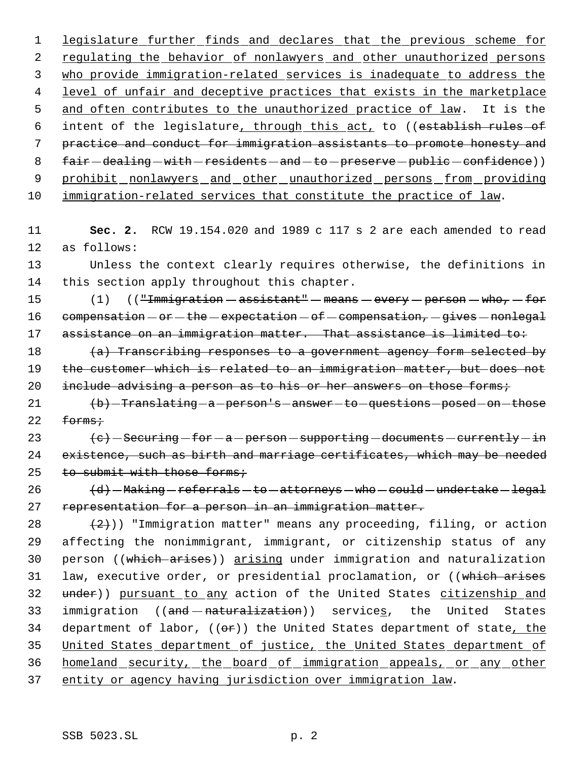legislature further finds and declares that the previous scheme for regulating the behavior of nonlawyers and other unauthorized persons who provide immigration-related services is inadequate to address the level of unfair and deceptive practices that exists in the marketplace and often contributes to the unauthorized practice of law. It is the intent of the legislature, through this act, to ((establish rules of practice and conduct for immigration assistants to promote honesty and fair dealing with residents and to preserve public confidence)) prohibit nonlawyers and other unauthorized persons from providing immigration-related services that constitute the practice of law.

**Sec. 2.** RCW 19.154.020 and 1989 c 117 s 2 are each amended to read as follows:

Unless the context clearly requires otherwise, the definitions in this section apply throughout this chapter.

(1) (("Immigration assistant" means every person who, for compensation or the expectation of compensation, gives nonlegal assistance on an immigration matter. That assistance is limited to:

(a) Transcribing responses to a government agency form selected by the customer which is related to an immigration matter, but does not include advising a person as to his or her answers on those forms;

(b) Translating a person's answer to questions posed on those forms;

(c) Securing for a person supporting documents currently in existence, such as birth and marriage certificates, which may be needed to submit with those forms;

(d) Making referrals to attorneys who could undertake legal representation for a person in an immigration matter.

(2))) "Immigration matter" means any proceeding, filing, or action affecting the nonimmigrant, immigrant, or citizenship status of any person ((which arises)) arising under immigration and naturalization law, executive order, or presidential proclamation, or ((which arises under)) pursuant to any action of the United States citizenship and immigration ((and naturalization)) services, the United States department of labor, ((or)) the United States department of state, the United States department of justice, the United States department of homeland security, the board of immigration appeals, or any other entity or agency having jurisdiction over immigration law.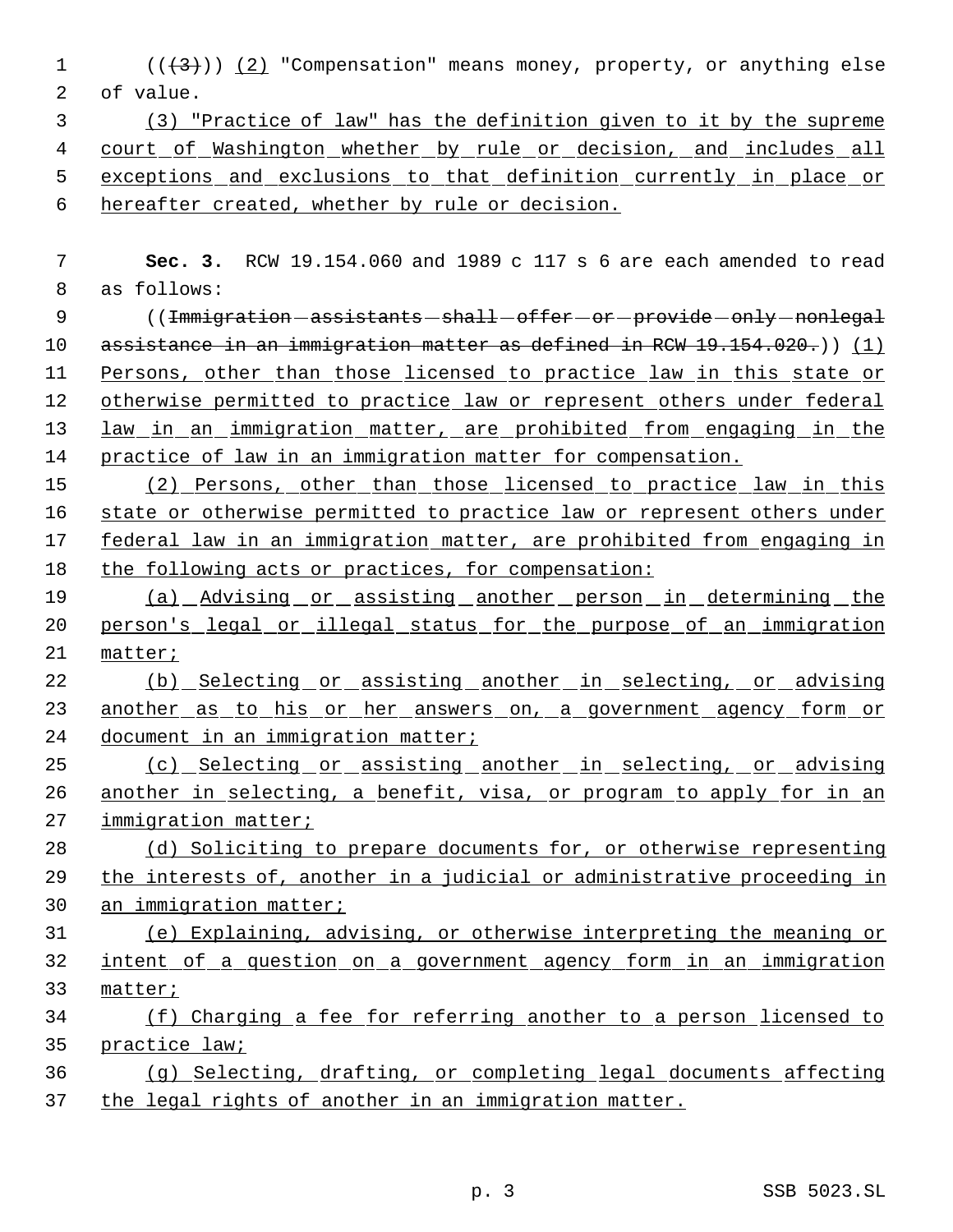((~~(3)~~)) <u>(2)</u> "Compensation" means money, property, or anything else of value.

<u>(3) "Practice of law" has the definition given to it by the supreme court of Washington whether by rule or decision, and includes all exceptions and exclusions to that definition currently in place or hereafter created, whether by rule or decision.</u>

**Sec. 3.** RCW 19.154.060 and 1989 c 117 s 6 are each amended to read as follows:

((~~Immigration assistants shall offer or provide only nonlegal assistance in an immigration matter as defined in RCW 19.154.020.~~)) <u>(1) Persons, other than those licensed to practice law in this state or otherwise permitted to practice law or represent others under federal law in an immigration matter, are prohibited from engaging in the practice of law in an immigration matter for compensation.</u>

<u>(2) Persons, other than those licensed to practice law in this state or otherwise permitted to practice law or represent others under federal law in an immigration matter, are prohibited from engaging in the following acts or practices, for compensation:</u>

<u>(a) Advising or assisting another person in determining the person's legal or illegal status for the purpose of an immigration matter;</u>

<u>(b) Selecting or assisting another in selecting, or advising another as to his or her answers on, a government agency form or document in an immigration matter;</u>

<u>(c) Selecting or assisting another in selecting, or advising another in selecting, a benefit, visa, or program to apply for in an immigration matter;</u>

<u>(d) Soliciting to prepare documents for, or otherwise representing the interests of, another in a judicial or administrative proceeding in an immigration matter;</u>

<u>(e) Explaining, advising, or otherwise interpreting the meaning or intent of a question on a government agency form in an immigration matter;</u>

<u>(f) Charging a fee for referring another to a person licensed to practice law;</u>

<u>(g) Selecting, drafting, or completing legal documents affecting the legal rights of another in an immigration matter.</u>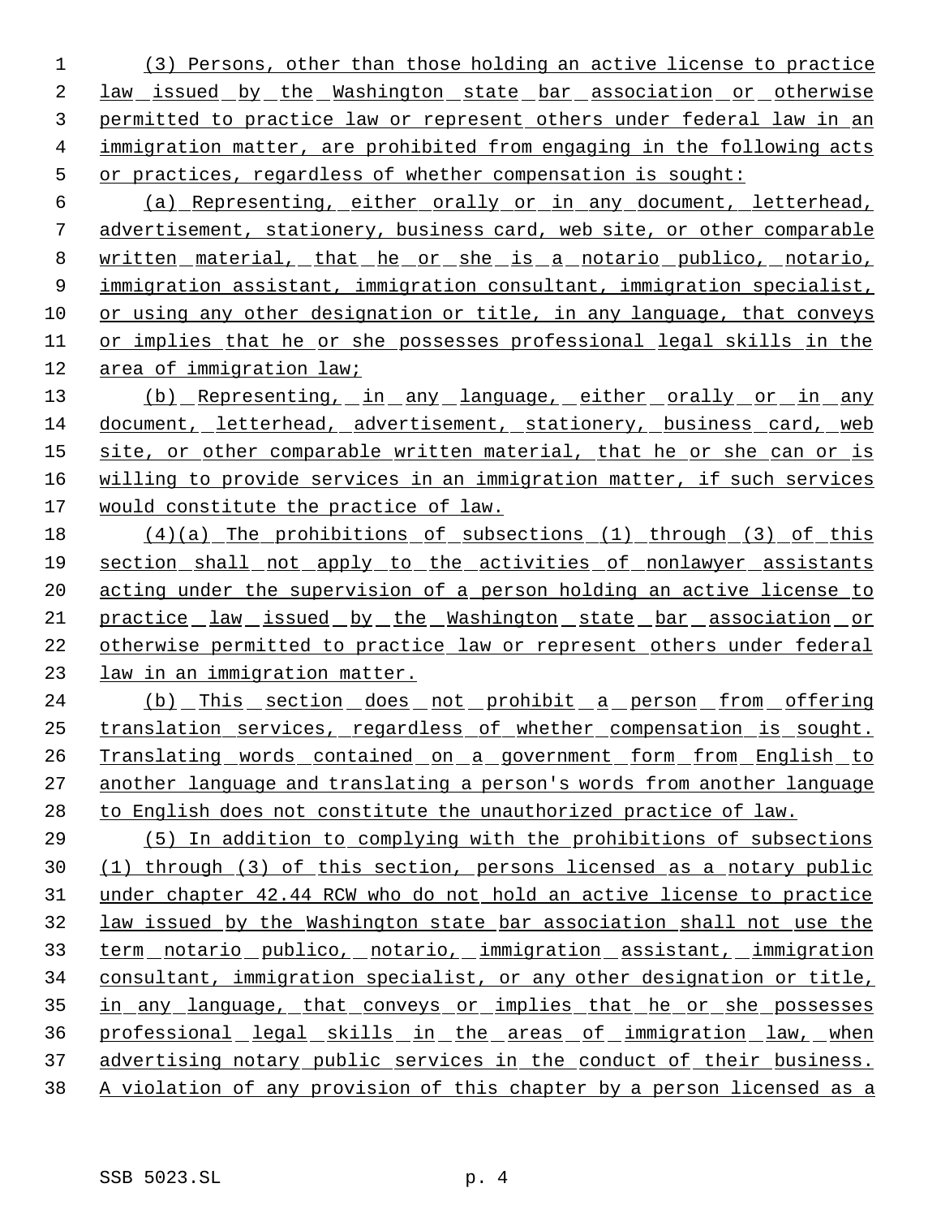(3) Persons, other than those holding an active license to practice law issued by the Washington state bar association or otherwise permitted to practice law or represent others under federal law in an immigration matter, are prohibited from engaging in the following acts or practices, regardless of whether compensation is sought:

(a) Representing, either orally or in any document, letterhead, advertisement, stationery, business card, web site, or other comparable written material, that he or she is a notario publico, notario, immigration assistant, immigration consultant, immigration specialist, or using any other designation or title, in any language, that conveys or implies that he or she possesses professional legal skills in the area of immigration law;

(b) Representing, in any language, either orally or in any document, letterhead, advertisement, stationery, business card, web site, or other comparable written material, that he or she can or is willing to provide services in an immigration matter, if such services would constitute the practice of law.

(4)(a) The prohibitions of subsections (1) through (3) of this section shall not apply to the activities of nonlawyer assistants acting under the supervision of a person holding an active license to practice law issued by the Washington state bar association or otherwise permitted to practice law or represent others under federal law in an immigration matter.

(b) This section does not prohibit a person from offering translation services, regardless of whether compensation is sought. Translating words contained on a government form from English to another language and translating a person's words from another language to English does not constitute the unauthorized practice of law.

(5) In addition to complying with the prohibitions of subsections (1) through (3) of this section, persons licensed as a notary public under chapter 42.44 RCW who do not hold an active license to practice law issued by the Washington state bar association shall not use the term notario publico, notario, immigration assistant, immigration consultant, immigration specialist, or any other designation or title, in any language, that conveys or implies that he or she possesses professional legal skills in the areas of immigration law, when advertising notary public services in the conduct of their business. A violation of any provision of this chapter by a person licensed as a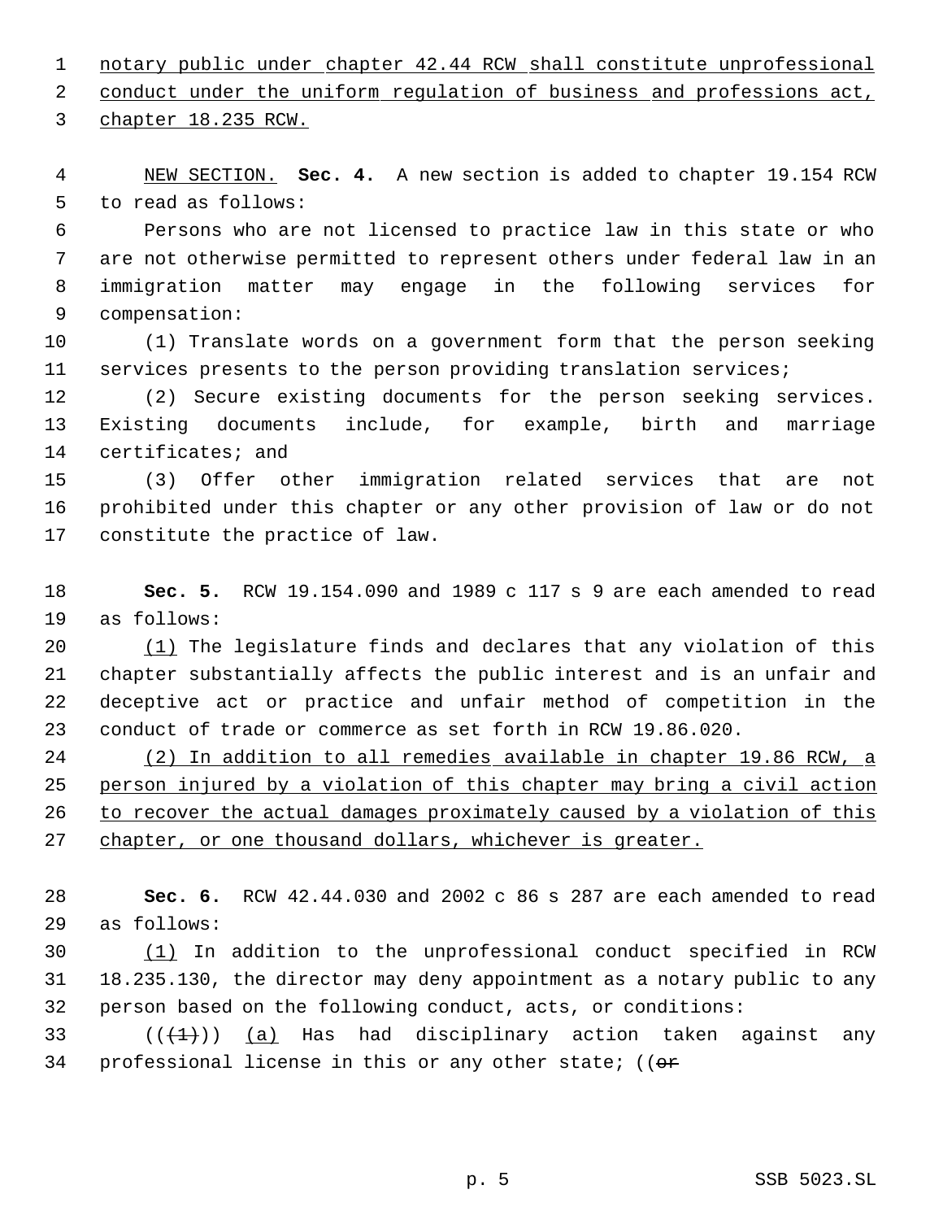notary public under chapter 42.44 RCW shall constitute unprofessional conduct under the uniform regulation of business and professions act, chapter 18.235 RCW.

NEW SECTION. **Sec. 4.** A new section is added to chapter 19.154 RCW to read as follows:

Persons who are not licensed to practice law in this state or who are not otherwise permitted to represent others under federal law in an immigration matter may engage in the following services for compensation:

(1) Translate words on a government form that the person seeking services presents to the person providing translation services;

(2) Secure existing documents for the person seeking services. Existing documents include, for example, birth and marriage certificates; and

(3) Offer other immigration related services that are not prohibited under this chapter or any other provision of law or do not constitute the practice of law.

**Sec. 5.** RCW 19.154.090 and 1989 c 117 s 9 are each amended to read as follows:

(1) The legislature finds and declares that any violation of this chapter substantially affects the public interest and is an unfair and deceptive act or practice and unfair method of competition in the conduct of trade or commerce as set forth in RCW 19.86.020.

(2) In addition to all remedies available in chapter 19.86 RCW, a person injured by a violation of this chapter may bring a civil action to recover the actual damages proximately caused by a violation of this chapter, or one thousand dollars, whichever is greater.

**Sec. 6.** RCW 42.44.030 and 2002 c 86 s 287 are each amended to read as follows:

(1) In addition to the unprofessional conduct specified in RCW 18.235.130, the director may deny appointment as a notary public to any person based on the following conduct, acts, or conditions:

((~~(1)~~)) (a) Has had disciplinary action taken against any professional license in this or any other state; ((~~or~~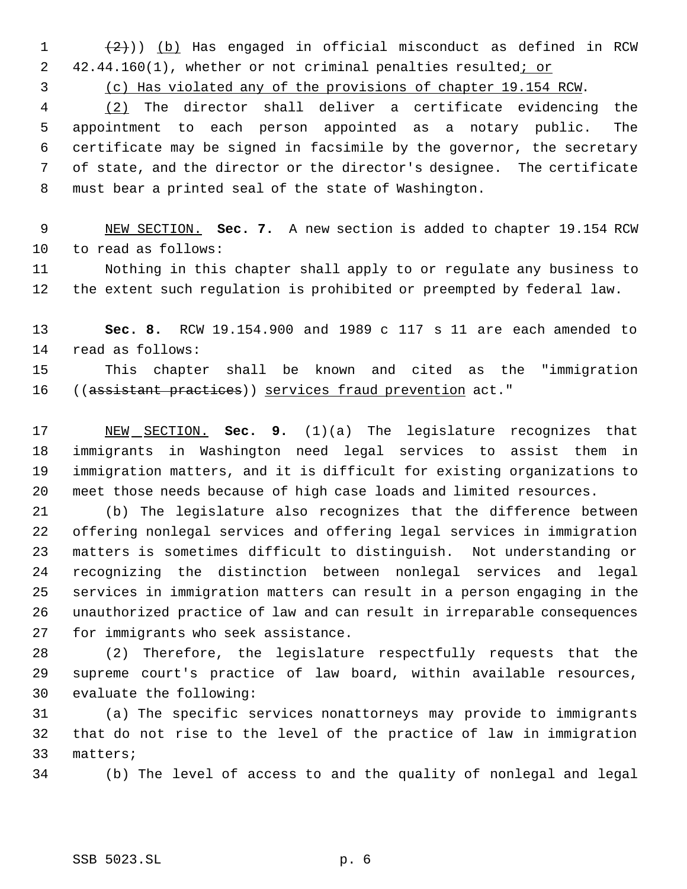((~~(2)~~)) <u>(b)</u> Has engaged in official misconduct as defined in RCW 42.44.160(1), whether or not criminal penalties resulted<u>; or</u>

<u>(c) Has violated any of the provisions of chapter 19.154 RCW</u>.

<u>(2)</u> The director shall deliver a certificate evidencing the appointment to each person appointed as a notary public. The certificate may be signed in facsimile by the governor, the secretary of state, and the director or the director's designee. The certificate must bear a printed seal of the state of Washington.

<u>NEW SECTION.</u> **Sec. 7.** A new section is added to chapter 19.154 RCW to read as follows:

Nothing in this chapter shall apply to or regulate any business to the extent such regulation is prohibited or preempted by federal law.

**Sec. 8.** RCW 19.154.900 and 1989 c 117 s 11 are each amended to read as follows:

This chapter shall be known and cited as the "immigration ((~~assistant practices~~)) <u>services fraud prevention</u> act."

<u>NEW SECTION.</u> **Sec. 9.** (1)(a) The legislature recognizes that immigrants in Washington need legal services to assist them in immigration matters, and it is difficult for existing organizations to meet those needs because of high case loads and limited resources.

(b) The legislature also recognizes that the difference between offering nonlegal services and offering legal services in immigration matters is sometimes difficult to distinguish. Not understanding or recognizing the distinction between nonlegal services and legal services in immigration matters can result in a person engaging in the unauthorized practice of law and can result in irreparable consequences for immigrants who seek assistance.

(2) Therefore, the legislature respectfully requests that the supreme court's practice of law board, within available resources, evaluate the following:

(a) The specific services nonattorneys may provide to immigrants that do not rise to the level of the practice of law in immigration matters;

(b) The level of access to and the quality of nonlegal and legal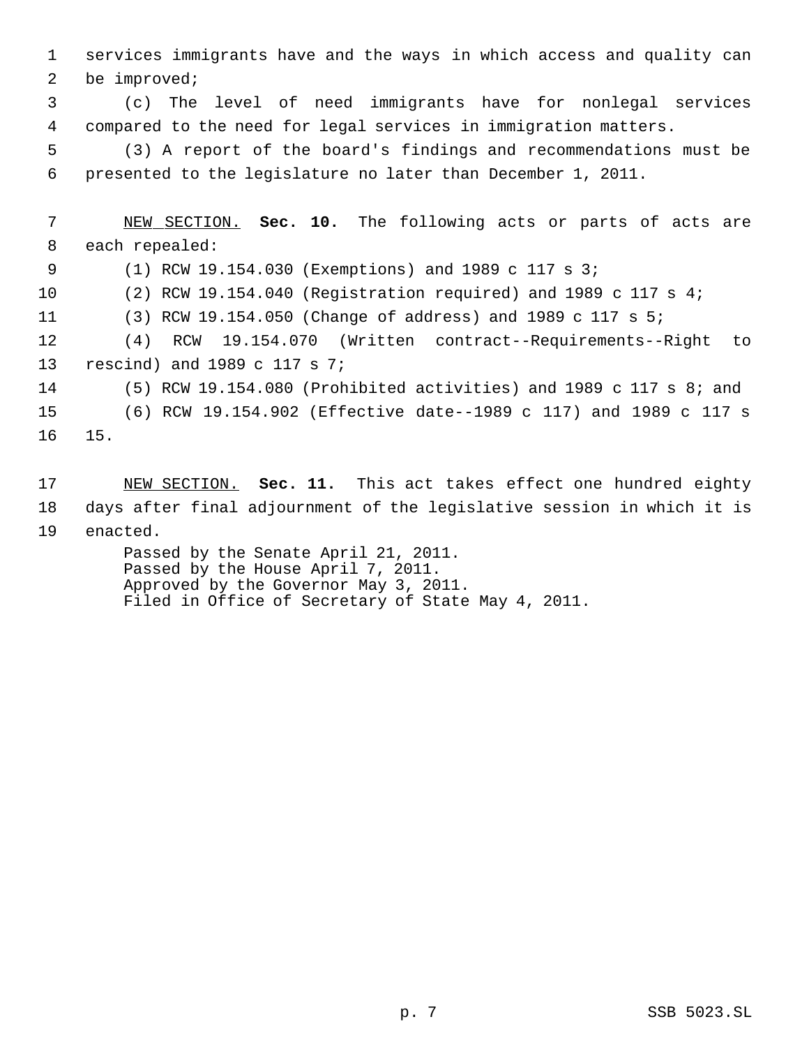services immigrants have and the ways in which access and quality can be improved;

(c) The level of need immigrants have for nonlegal services compared to the need for legal services in immigration matters.

(3) A report of the board's findings and recommendations must be presented to the legislature no later than December 1, 2011.

NEW SECTION. **Sec. 10.** The following acts or parts of acts are each repealed:

(1) RCW 19.154.030 (Exemptions) and 1989 c 117 s 3;

(2) RCW 19.154.040 (Registration required) and 1989 c 117 s 4;

(3) RCW 19.154.050 (Change of address) and 1989 c 117 s 5;

(4) RCW 19.154.070 (Written contract--Requirements--Right to rescind) and 1989 c 117 s 7;

(5) RCW 19.154.080 (Prohibited activities) and 1989 c 117 s 8; and

(6) RCW 19.154.902 (Effective date--1989 c 117) and 1989 c 117 s 15.

NEW SECTION. **Sec. 11.** This act takes effect one hundred eighty days after final adjournment of the legislative session in which it is enacted.

Passed by the Senate April 21, 2011.
Passed by the House April 7, 2011.
Approved by the Governor May 3, 2011.
Filed in Office of Secretary of State May 4, 2011.